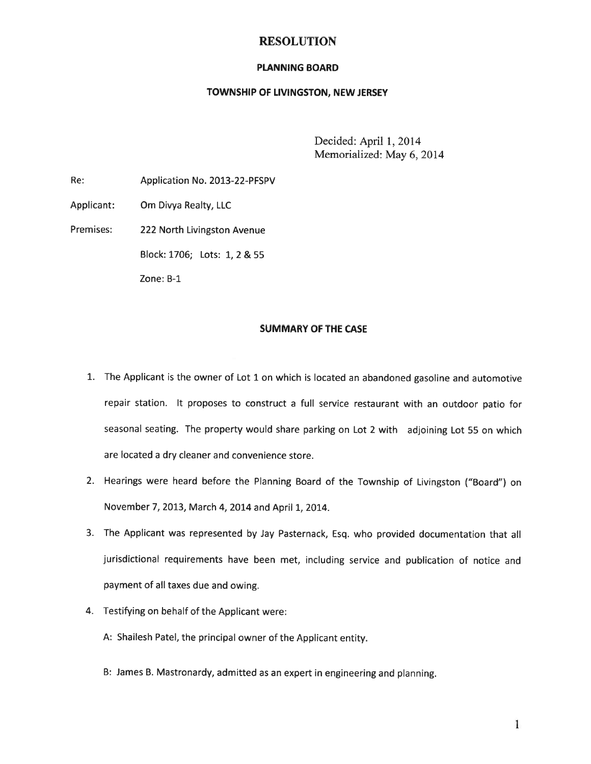# RESOLUTION

## PLANNING BOARD

## TOWNSHIP OF LIVINGSTON, NEW JERSEY

Decided: April 1, 2014
Memorialized: May 6, 2014

Re: Application No. 2013-22-PFSPV

Applicant: Om Divya Realty, LLC

Premises: 222 North Livingston Avenue

Block: 1706; Lots: 1, 2 & 55

Zone: B-1

### SUMMARY OF THE CASE

1. The Applicant is the owner of Lot 1 on which is located an abandoned gasoline and automotive repair station. It proposes to construct a full service restaurant with an outdoor patio for seasonal seating. The property would share parking on Lot 2 with adjoining Lot 55 on which are located a dry cleaner and convenience store.
2. Hearings were heard before the Planning Board of the Township of Livingston ("Board") on November 7, 2013, March 4, 2014 and April 1, 2014.
3. The Applicant was represented by Jay Pasternack, Esq. who provided documentation that all jurisdictional requirements have been met, including service and publication of notice and payment of all taxes due and owing.
4. Testifying on behalf of the Applicant were:

   A: Shailesh Patel, the principal owner of the Applicant entity.

   B: James B. Mastronardy, admitted as an expert in engineering and planning.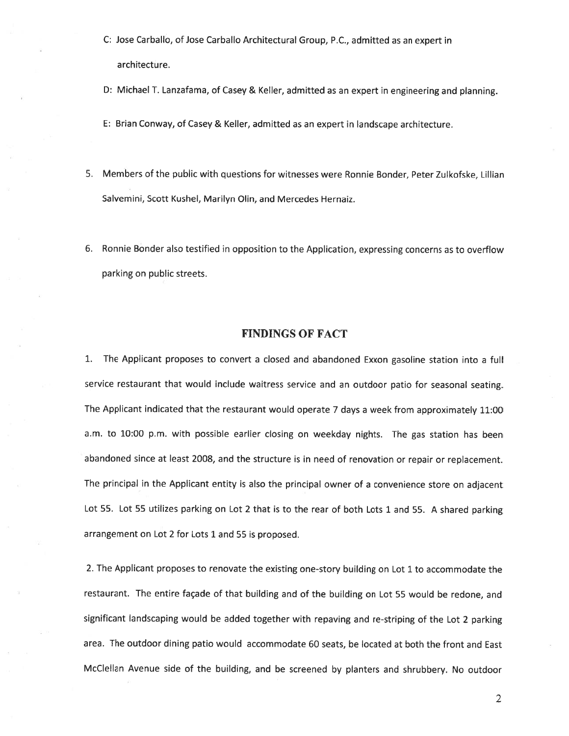C: Jose Carballo, of Jose Carballo Architectural Group, P.C., admitted as an expert in architecture.

D: Michael T. Lanzafama, of Casey & Keller, admitted as an expert in engineering and planning.

E: Brian Conway, of Casey & Keller, admitted as an expert in landscape architecture.

5. Members of the public with questions for witnesses were Ronnie Bonder, Peter Zulkofske, Lillian Salvemini, Scott Kushel, Marilyn Olin, and Mercedes Hernaiz.

6. Ronnie Bonder also testified in opposition to the Application, expressing concerns as to overflow parking on public streets.

## FINDINGS OF FACT

1. The Applicant proposes to convert a closed and abandoned Exxon gasoline station into a full service restaurant that would include waitress service and an outdoor patio for seasonal seating. The Applicant indicated that the restaurant would operate 7 days a week from approximately 11:00 a.m. to 10:00 p.m. with possible earlier closing on weekday nights. The gas station has been abandoned since at least 2008, and the structure is in need of renovation or repair or replacement. The principal in the Applicant entity is also the principal owner of a convenience store on adjacent Lot 55. Lot 55 utilizes parking on Lot 2 that is to the rear of both Lots 1 and 55. A shared parking arrangement on Lot 2 for Lots 1 and 55 is proposed.

2. The Applicant proposes to renovate the existing one-story building on Lot 1 to accommodate the restaurant. The entire façade of that building and of the building on Lot 55 would be redone, and significant landscaping would be added together with repaving and re-striping of the Lot 2 parking area. The outdoor dining patio would accommodate 60 seats, be located at both the front and East McClellan Avenue side of the building, and be screened by planters and shrubbery. No outdoor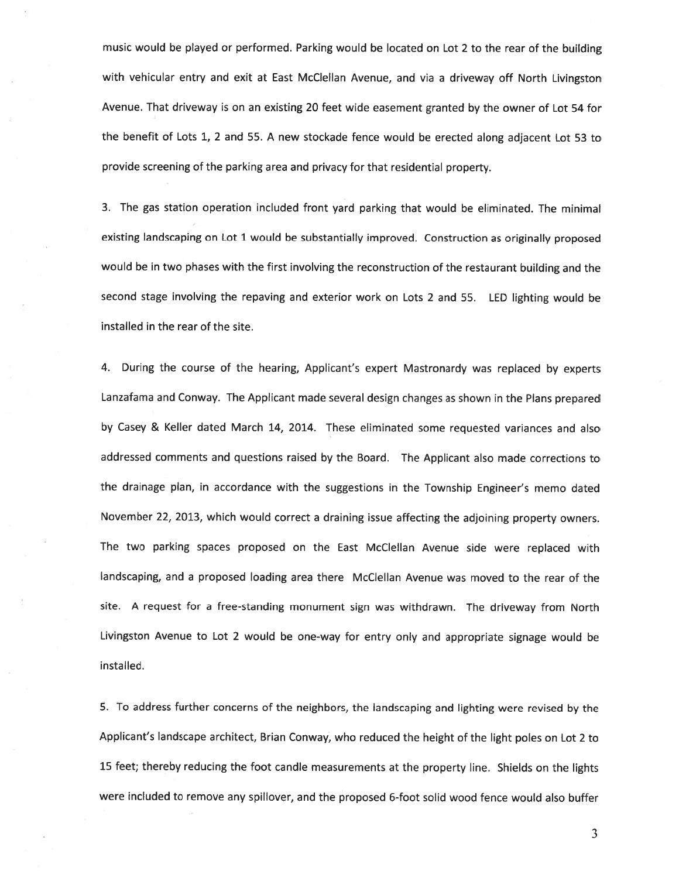music would be played or performed. Parking would be located on Lot 2 to the rear of the building with vehicular entry and exit at East McClellan Avenue, and via a driveway off North Livingston Avenue. That driveway is on an existing 20 feet wide easement granted by the owner of Lot 54 for the benefit of Lots 1, 2 and 55. A new stockade fence would be erected along adjacent Lot 53 to provide screening of the parking area and privacy for that residential property.

3. The gas station operation included front yard parking that would be eliminated. The minimal existing landscaping on Lot 1 would be substantially improved. Construction as originally proposed would be in two phases with the first involving the reconstruction of the restaurant building and the second stage involving the repaving and exterior work on Lots 2 and 55. LED lighting would be installed in the rear of the site.

4. During the course of the hearing, Applicant's expert Mastronardy was replaced by experts Lanzafama and Conway. The Applicant made several design changes as shown in the Plans prepared by Casey & Keller dated March 14, 2014. These eliminated some requested variances and also addressed comments and questions raised by the Board. The Applicant also made corrections to the drainage plan, in accordance with the suggestions in the Township Engineer's memo dated November 22, 2013, which would correct a draining issue affecting the adjoining property owners. The two parking spaces proposed on the East McClellan Avenue side were replaced with landscaping, and a proposed loading area there McClellan Avenue was moved to the rear of the site. A request for a free-standing monument sign was withdrawn. The driveway from North Livingston Avenue to Lot 2 would be one-way for entry only and appropriate signage would be installed.

5. To address further concerns of the neighbors, the landscaping and lighting were revised by the Applicant's landscape architect, Brian Conway, who reduced the height of the light poles on Lot 2 to 15 feet; thereby reducing the foot candle measurements at the property line. Shields on the lights were included to remove any spillover, and the proposed 6-foot solid wood fence would also buffer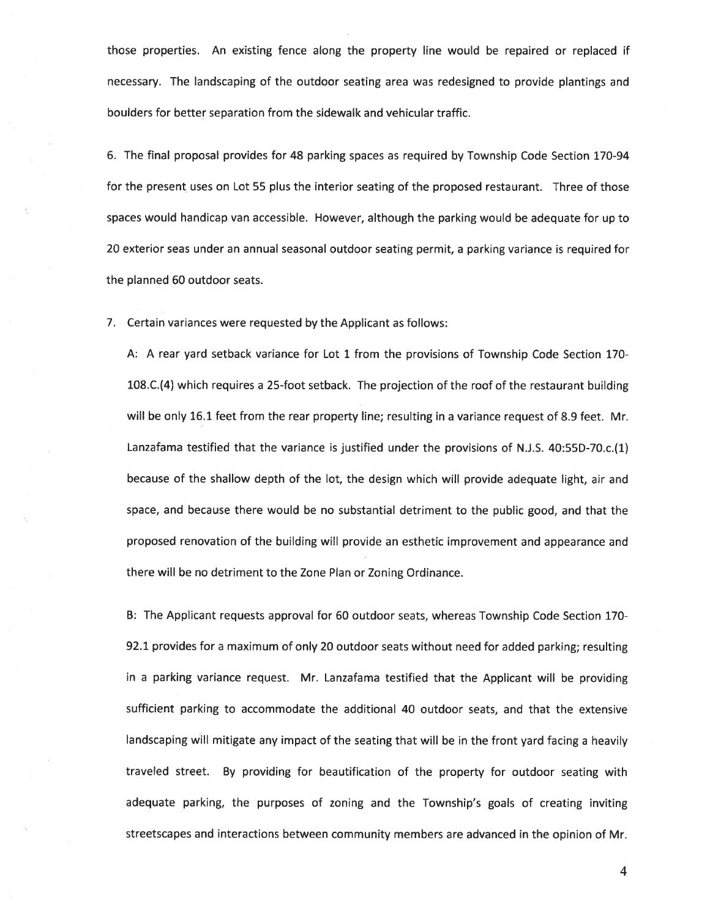those properties. An existing fence along the property line would be repaired or replaced if necessary. The landscaping of the outdoor seating area was redesigned to provide plantings and boulders for better separation from the sidewalk and vehicular traffic.

6. The final proposal provides for 48 parking spaces as required by Township Code Section 170-94 for the present uses on Lot 55 plus the interior seating of the proposed restaurant. Three of those spaces would handicap van accessible. However, although the parking would be adequate for up to 20 exterior seas under an annual seasonal outdoor seating permit, a parking variance is required for the planned 60 outdoor seats.

7. Certain variances were requested by the Applicant as follows:

   A: A rear yard setback variance for Lot 1 from the provisions of Township Code Section 170-108.C.(4) which requires a 25-foot setback. The projection of the roof of the restaurant building will be only 16.1 feet from the rear property line; resulting in a variance request of 8.9 feet. Mr. Lanzafama testified that the variance is justified under the provisions of N.J.S. 40:55D-70.c.(1) because of the shallow depth of the lot, the design which will provide adequate light, air and space, and because there would be no substantial detriment to the public good, and that the proposed renovation of the building will provide an esthetic improvement and appearance and there will be no detriment to the Zone Plan or Zoning Ordinance.

   B: The Applicant requests approval for 60 outdoor seats, whereas Township Code Section 170-92.1 provides for a maximum of only 20 outdoor seats without need for added parking; resulting in a parking variance request. Mr. Lanzafama testified that the Applicant will be providing sufficient parking to accommodate the additional 40 outdoor seats, and that the extensive landscaping will mitigate any impact of the seating that will be in the front yard facing a heavily traveled street. By providing for beautification of the property for outdoor seating with adequate parking, the purposes of zoning and the Township's goals of creating inviting streetscapes and interactions between community members are advanced in the opinion of Mr.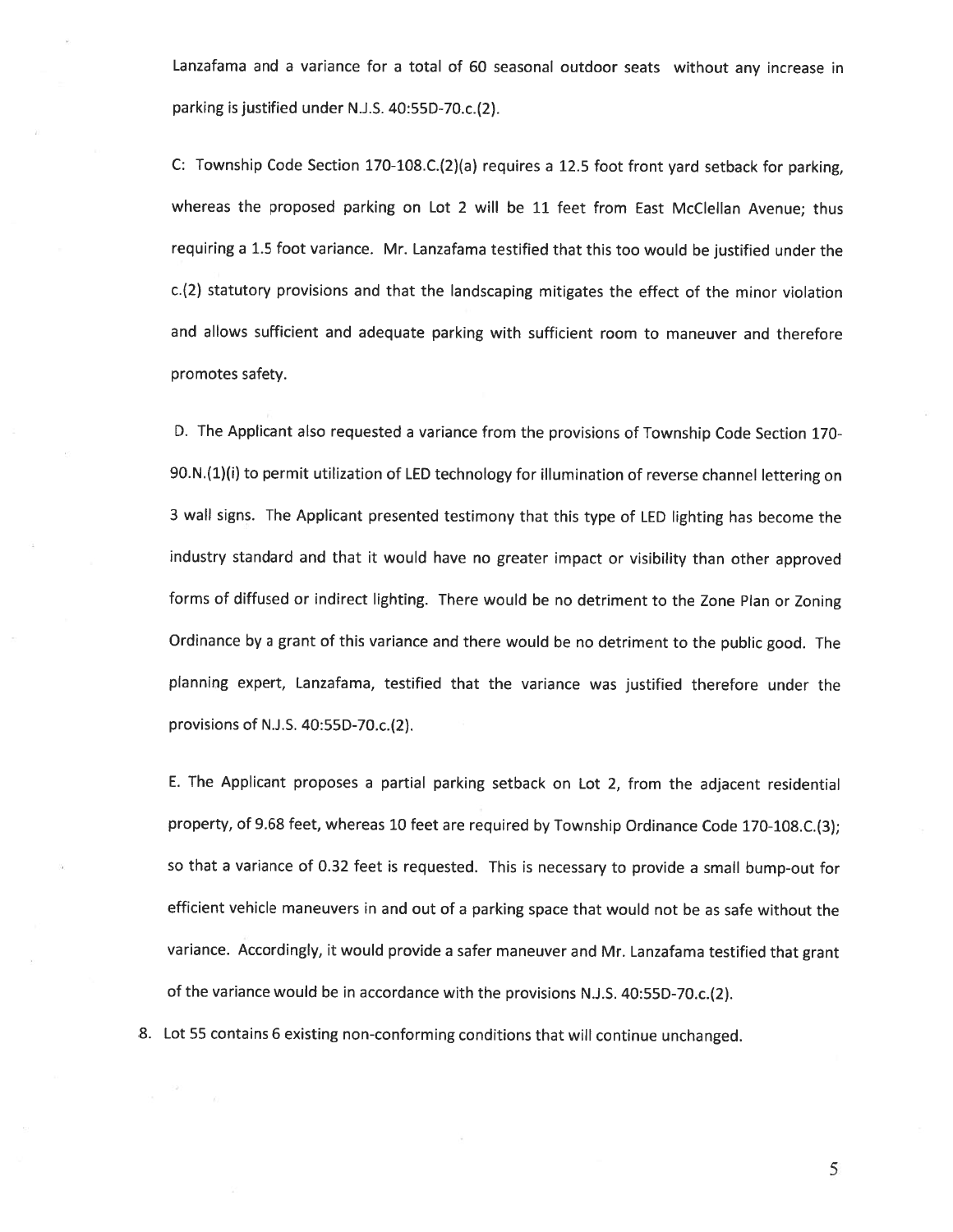Lanzafama and a variance for a total of 60 seasonal outdoor seats without any increase in parking is justified under N.J.S. 40:55D-70.c.(2).

C: Township Code Section 170-108.C.(2)(a) requires a 12.5 foot front yard setback for parking, whereas the proposed parking on Lot 2 will be 11 feet from East McClellan Avenue; thus requiring a 1.5 foot variance. Mr. Lanzafama testified that this too would be justified under the c.(2) statutory provisions and that the landscaping mitigates the effect of the minor violation and allows sufficient and adequate parking with sufficient room to maneuver and therefore promotes safety.

D. The Applicant also requested a variance from the provisions of Township Code Section 170-90.N.(1)(i) to permit utilization of LED technology for illumination of reverse channel lettering on 3 wall signs. The Applicant presented testimony that this type of LED lighting has become the industry standard and that it would have no greater impact or visibility than other approved forms of diffused or indirect lighting. There would be no detriment to the Zone Plan or Zoning Ordinance by a grant of this variance and there would be no detriment to the public good. The planning expert, Lanzafama, testified that the variance was justified therefore under the provisions of N.J.S. 40:55D-70.c.(2).

E. The Applicant proposes a partial parking setback on Lot 2, from the adjacent residential property, of 9.68 feet, whereas 10 feet are required by Township Ordinance Code 170-108.C.(3); so that a variance of 0.32 feet is requested. This is necessary to provide a small bump-out for efficient vehicle maneuvers in and out of a parking space that would not be as safe without the variance. Accordingly, it would provide a safer maneuver and Mr. Lanzafama testified that grant of the variance would be in accordance with the provisions N.J.S. 40:55D-70.c.(2).

8. Lot 55 contains 6 existing non-conforming conditions that will continue unchanged.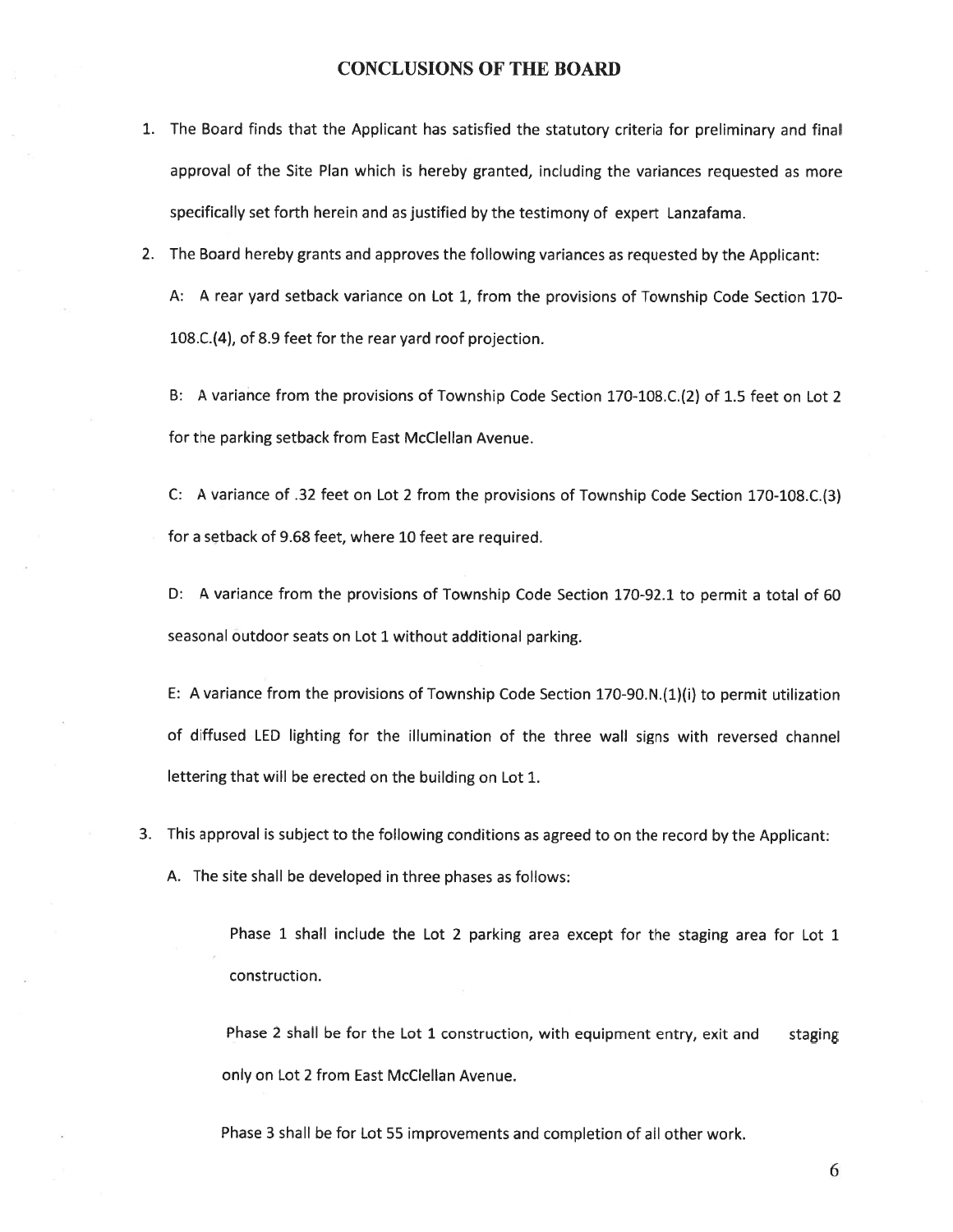## CONCLUSIONS OF THE BOARD

1. The Board finds that the Applicant has satisfied the statutory criteria for preliminary and final approval of the Site Plan which is hereby granted, including the variances requested as more specifically set forth herein and as justified by the testimony of expert Lanzafama.

2. The Board hereby grants and approves the following variances as requested by the Applicant:

   A: A rear yard setback variance on Lot 1, from the provisions of Township Code Section 170-108.C.(4), of 8.9 feet for the rear yard roof projection.

   B: A variance from the provisions of Township Code Section 170-108.C.(2) of 1.5 feet on Lot 2 for the parking setback from East McClellan Avenue.

   C: A variance of .32 feet on Lot 2 from the provisions of Township Code Section 170-108.C.(3) for a setback of 9.68 feet, where 10 feet are required.

   D: A variance from the provisions of Township Code Section 170-92.1 to permit a total of 60 seasonal outdoor seats on Lot 1 without additional parking.

   E: A variance from the provisions of Township Code Section 170-90.N.(1)(i) to permit utilization of diffused LED lighting for the illumination of the three wall signs with reversed channel lettering that will be erected on the building on Lot 1.

3. This approval is subject to the following conditions as agreed to on the record by the Applicant:

   A. The site shall be developed in three phases as follows:

      Phase 1 shall include the Lot 2 parking area except for the staging area for Lot 1 construction.

      Phase 2 shall be for the Lot 1 construction, with equipment entry, exit and staging only on Lot 2 from East McClellan Avenue.

      Phase 3 shall be for Lot 55 improvements and completion of all other work.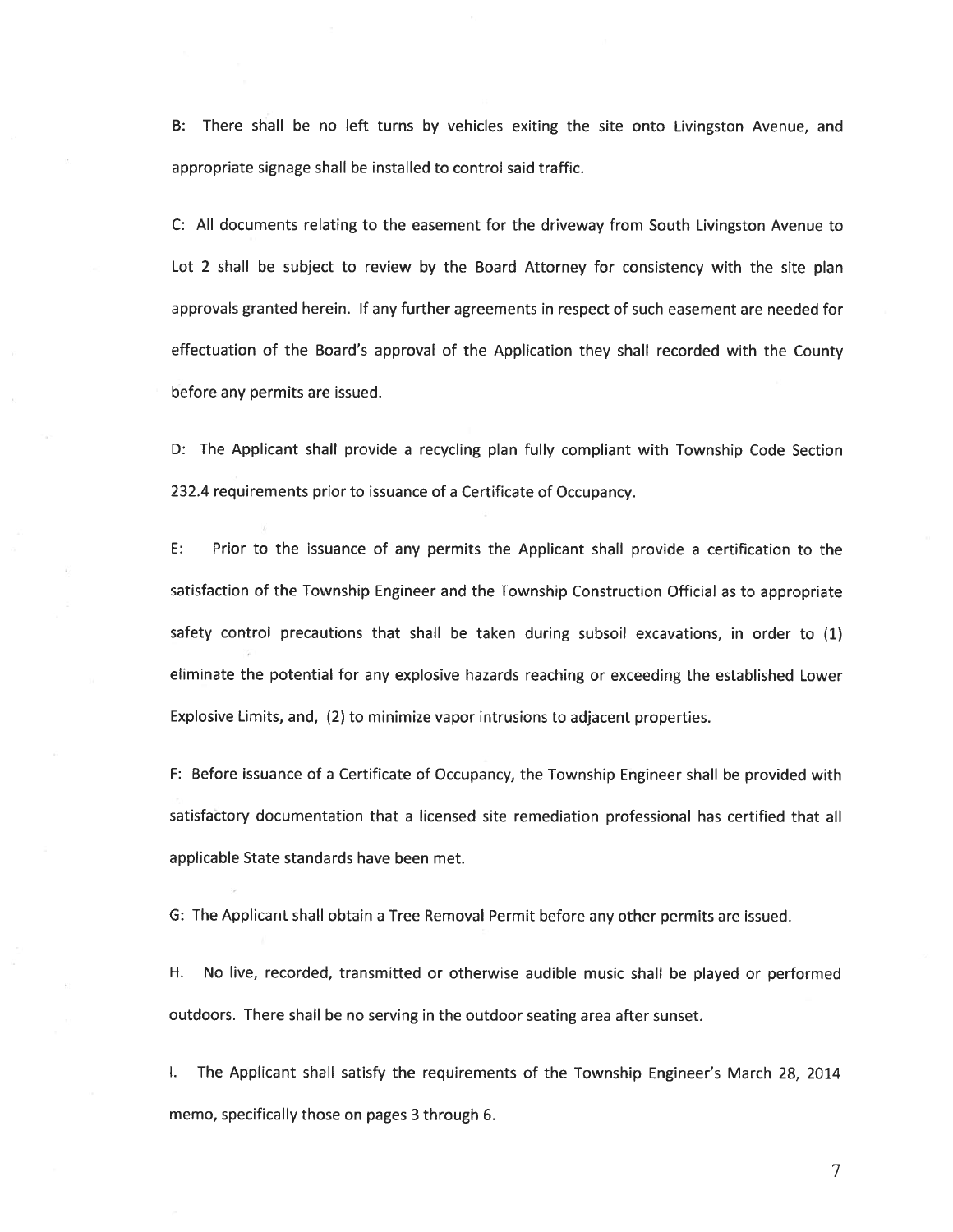B: There shall be no left turns by vehicles exiting the site onto Livingston Avenue, and appropriate signage shall be installed to control said traffic.

C: All documents relating to the easement for the driveway from South Livingston Avenue to Lot 2 shall be subject to review by the Board Attorney for consistency with the site plan approvals granted herein. If any further agreements in respect of such easement are needed for effectuation of the Board's approval of the Application they shall recorded with the County before any permits are issued.

D: The Applicant shall provide a recycling plan fully compliant with Township Code Section 232.4 requirements prior to issuance of a Certificate of Occupancy.

E: Prior to the issuance of any permits the Applicant shall provide a certification to the satisfaction of the Township Engineer and the Township Construction Official as to appropriate safety control precautions that shall be taken during subsoil excavations, in order to (1) eliminate the potential for any explosive hazards reaching or exceeding the established Lower Explosive Limits, and, (2) to minimize vapor intrusions to adjacent properties.

F: Before issuance of a Certificate of Occupancy, the Township Engineer shall be provided with satisfactory documentation that a licensed site remediation professional has certified that all applicable State standards have been met.

G: The Applicant shall obtain a Tree Removal Permit before any other permits are issued.

H. No live, recorded, transmitted or otherwise audible music shall be played or performed outdoors. There shall be no serving in the outdoor seating area after sunset.

I. The Applicant shall satisfy the requirements of the Township Engineer's March 28, 2014 memo, specifically those on pages 3 through 6.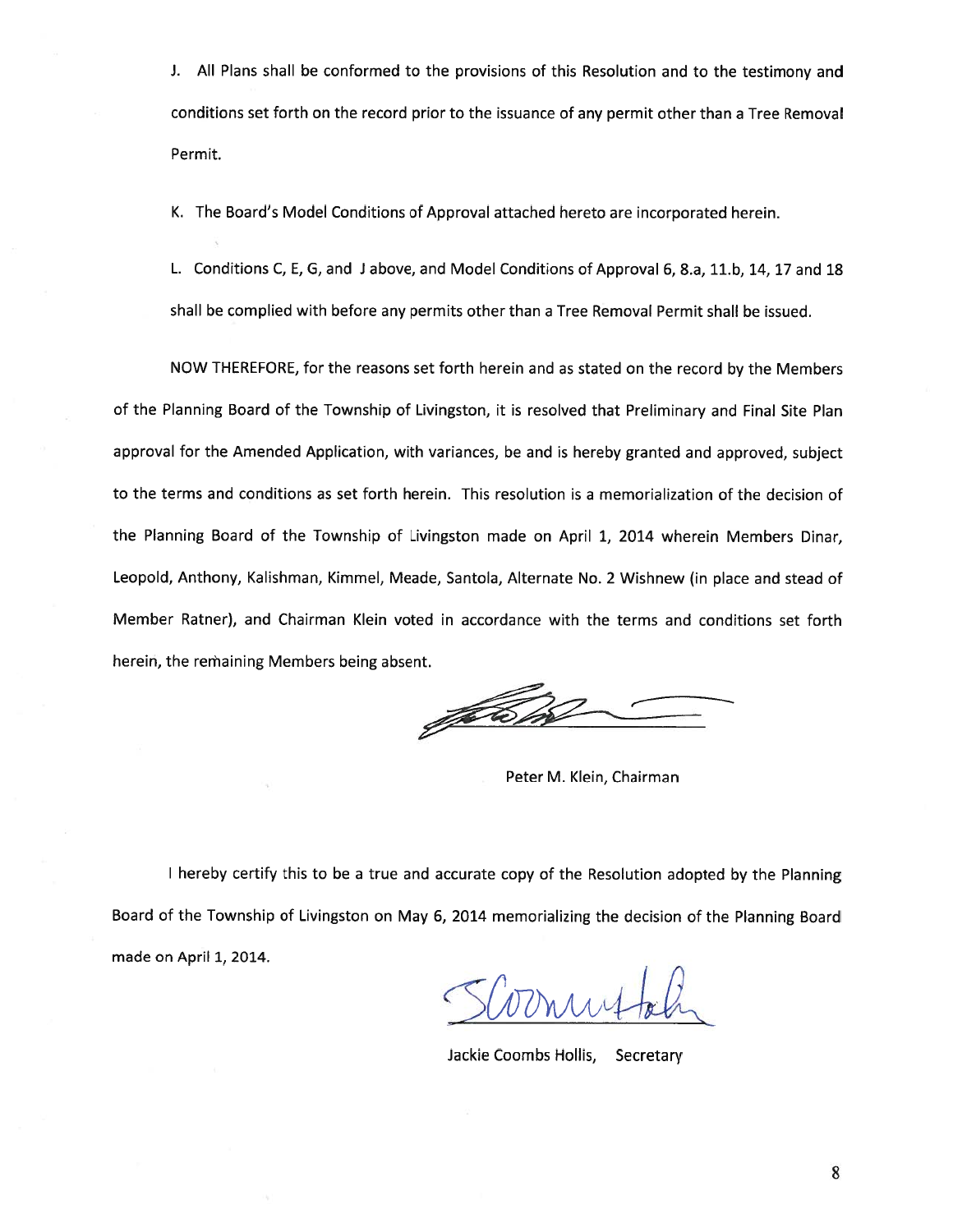J. All Plans shall be conformed to the provisions of this Resolution and to the testimony and conditions set forth on the record prior to the issuance of any permit other than a Tree Removal Permit.

K. The Board's Model Conditions of Approval attached hereto are incorporated herein.

L. Conditions C, E, G, and J above, and Model Conditions of Approval 6, 8.a, 11.b, 14, 17 and 18 shall be complied with before any permits other than a Tree Removal Permit shall be issued.

NOW THEREFORE, for the reasons set forth herein and as stated on the record by the Members of the Planning Board of the Township of Livingston, it is resolved that Preliminary and Final Site Plan approval for the Amended Application, with variances, be and is hereby granted and approved, subject to the terms and conditions as set forth herein. This resolution is a memorialization of the decision of the Planning Board of the Township of Livingston made on April 1, 2014 wherein Members Dinar, Leopold, Anthony, Kalishman, Kimmel, Meade, Santola, Alternate No. 2 Wishnew (in place and stead of Member Ratner), and Chairman Klein voted in accordance with the terms and conditions set forth herein, the remaining Members being absent.

Peter M. Klein, Chairman

I hereby certify this to be a true and accurate copy of the Resolution adopted by the Planning Board of the Township of Livingston on May 6, 2014 memorializing the decision of the Planning Board made on April 1, 2014.

Jackie Coombs Hollis, Secretary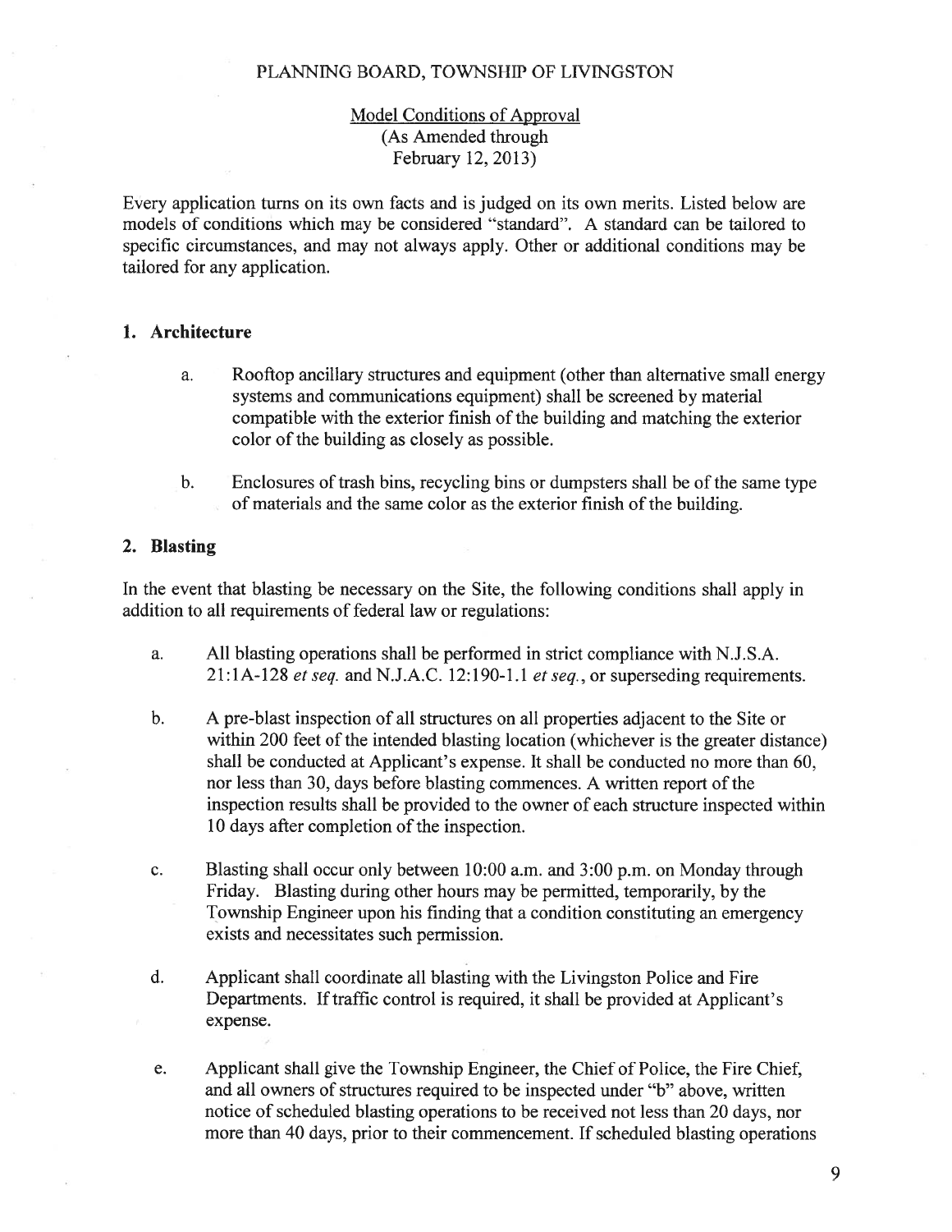PLANNING BOARD, TOWNSHIP OF LIVINGSTON

Model Conditions of Approval
(As Amended through
February 12, 2013)

Every application turns on its own facts and is judged on its own merits. Listed below are models of conditions which may be considered "standard". A standard can be tailored to specific circumstances, and may not always apply. Other or additional conditions may be tailored for any application.

## 1. Architecture

a. Rooftop ancillary structures and equipment (other than alternative small energy systems and communications equipment) shall be screened by material compatible with the exterior finish of the building and matching the exterior color of the building as closely as possible.

b. Enclosures of trash bins, recycling bins or dumpsters shall be of the same type of materials and the same color as the exterior finish of the building.

## 2. Blasting

In the event that blasting be necessary on the Site, the following conditions shall apply in addition to all requirements of federal law or regulations:

a. All blasting operations shall be performed in strict compliance with N.J.S.A. 21:1A-128 *et seq.* and N.J.A.C. 12:190-1.1 *et seq.*, or superseding requirements.

b. A pre-blast inspection of all structures on all properties adjacent to the Site or within 200 feet of the intended blasting location (whichever is the greater distance) shall be conducted at Applicant's expense. It shall be conducted no more than 60, nor less than 30, days before blasting commences. A written report of the inspection results shall be provided to the owner of each structure inspected within 10 days after completion of the inspection.

c. Blasting shall occur only between 10:00 a.m. and 3:00 p.m. on Monday through Friday. Blasting during other hours may be permitted, temporarily, by the Township Engineer upon his finding that a condition constituting an emergency exists and necessitates such permission.

d. Applicant shall coordinate all blasting with the Livingston Police and Fire Departments. If traffic control is required, it shall be provided at Applicant's expense.

e. Applicant shall give the Township Engineer, the Chief of Police, the Fire Chief, and all owners of structures required to be inspected under "b" above, written notice of scheduled blasting operations to be received not less than 20 days, nor more than 40 days, prior to their commencement. If scheduled blasting operations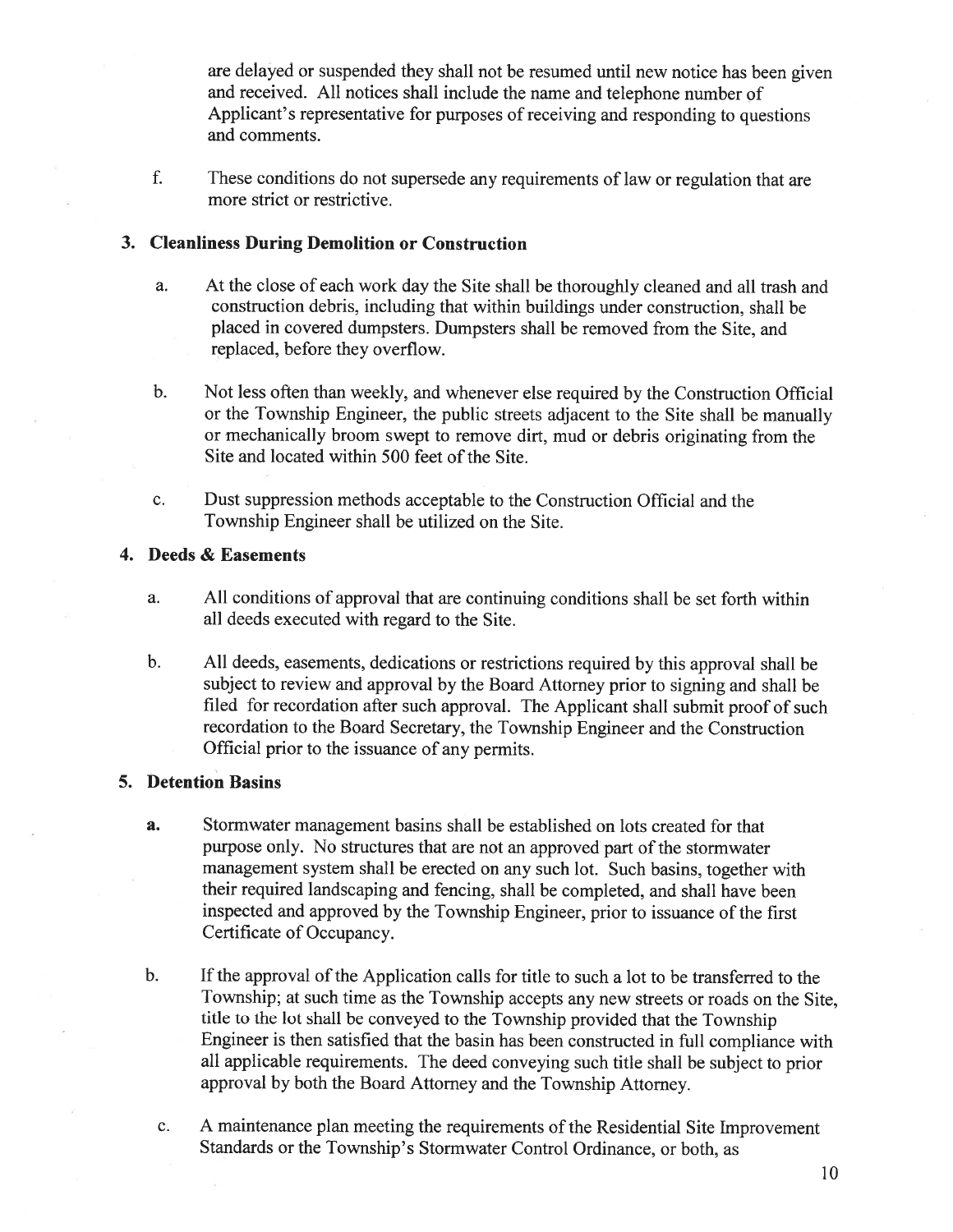are delayed or suspended they shall not be resumed until new notice has been given and received. All notices shall include the name and telephone number of Applicant's representative for purposes of receiving and responding to questions and comments.

f. These conditions do not supersede any requirements of law or regulation that are more strict or restrictive.

### 3. Cleanliness During Demolition or Construction

a. At the close of each work day the Site shall be thoroughly cleaned and all trash and construction debris, including that within buildings under construction, shall be placed in covered dumpsters. Dumpsters shall be removed from the Site, and replaced, before they overflow.

b. Not less often than weekly, and whenever else required by the Construction Official or the Township Engineer, the public streets adjacent to the Site shall be manually or mechanically broom swept to remove dirt, mud or debris originating from the Site and located within 500 feet of the Site.

c. Dust suppression methods acceptable to the Construction Official and the Township Engineer shall be utilized on the Site.

### 4. Deeds & Easements

a. All conditions of approval that are continuing conditions shall be set forth within all deeds executed with regard to the Site.

b. All deeds, easements, dedications or restrictions required by this approval shall be subject to review and approval by the Board Attorney prior to signing and shall be filed for recordation after such approval. The Applicant shall submit proof of such recordation to the Board Secretary, the Township Engineer and the Construction Official prior to the issuance of any permits.

### 5. Detention Basins

a. Stormwater management basins shall be established on lots created for that purpose only. No structures that are not an approved part of the stormwater management system shall be erected on any such lot. Such basins, together with their required landscaping and fencing, shall be completed, and shall have been inspected and approved by the Township Engineer, prior to issuance of the first Certificate of Occupancy.

b. If the approval of the Application calls for title to such a lot to be transferred to the Township; at such time as the Township accepts any new streets or roads on the Site, title to the lot shall be conveyed to the Township provided that the Township Engineer is then satisfied that the basin has been constructed in full compliance with all applicable requirements. The deed conveying such title shall be subject to prior approval by both the Board Attorney and the Township Attorney.

c. A maintenance plan meeting the requirements of the Residential Site Improvement Standards or the Township's Stormwater Control Ordinance, or both, as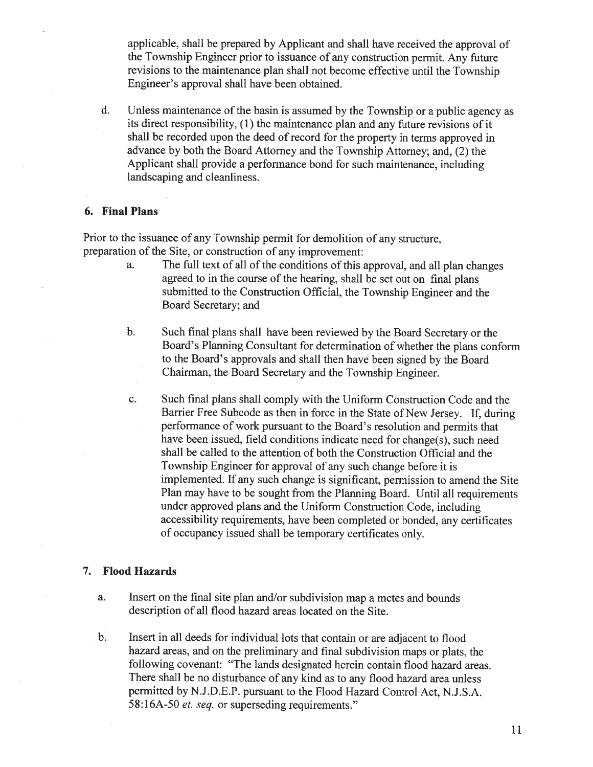applicable, shall be prepared by Applicant and shall have received the approval of the Township Engineer prior to issuance of any construction permit. Any future revisions to the maintenance plan shall not become effective until the Township Engineer's approval shall have been obtained.

d. Unless maintenance of the basin is assumed by the Township or a public agency as its direct responsibility, (1) the maintenance plan and any future revisions of it shall be recorded upon the deed of record for the property in terms approved in advance by both the Board Attorney and the Township Attorney; and, (2) the Applicant shall provide a performance bond for such maintenance, including landscaping and cleanliness.

### 6. Final Plans

Prior to the issuance of any Township permit for demolition of any structure, preparation of the Site, or construction of any improvement:

a. The full text of all of the conditions of this approval, and all plan changes agreed to in the course of the hearing, shall be set out on final plans submitted to the Construction Official, the Township Engineer and the Board Secretary; and

b. Such final plans shall have been reviewed by the Board Secretary or the Board's Planning Consultant for determination of whether the plans conform to the Board's approvals and shall then have been signed by the Board Chairman, the Board Secretary and the Township Engineer.

c. Such final plans shall comply with the Uniform Construction Code and the Barrier Free Subcode as then in force in the State of New Jersey. If, during performance of work pursuant to the Board's resolution and permits that have been issued, field conditions indicate need for change(s), such need shall be called to the attention of both the Construction Official and the Township Engineer for approval of any such change before it is implemented. If any such change is significant, permission to amend the Site Plan may have to be sought from the Planning Board. Until all requirements under approved plans and the Uniform Construction Code, including accessibility requirements, have been completed or bonded, any certificates of occupancy issued shall be temporary certificates only.

### 7. Flood Hazards

a. Insert on the final site plan and/or subdivision map a metes and bounds description of all flood hazard areas located on the Site.

b. Insert in all deeds for individual lots that contain or are adjacent to flood hazard areas, and on the preliminary and final subdivision maps or plats, the following covenant: "The lands designated herein contain flood hazard areas. There shall be no disturbance of any kind as to any flood hazard area unless permitted by N.J.D.E.P. pursuant to the Flood Hazard Control Act, N.J.S.A. 58:16A-50 *et. seq.* or superseding requirements."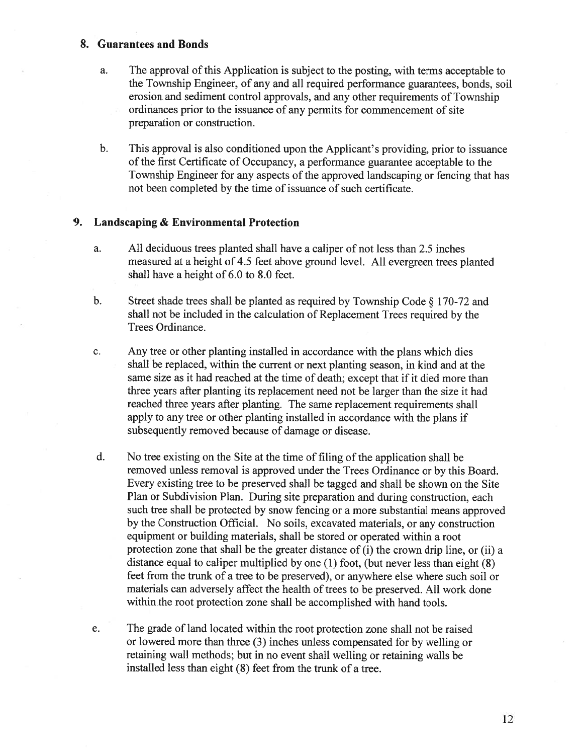## 8. Guarantees and Bonds

a. The approval of this Application is subject to the posting, with terms acceptable to the Township Engineer, of any and all required performance guarantees, bonds, soil erosion and sediment control approvals, and any other requirements of Township ordinances prior to the issuance of any permits for commencement of site preparation or construction.

b. This approval is also conditioned upon the Applicant's providing, prior to issuance of the first Certificate of Occupancy, a performance guarantee acceptable to the Township Engineer for any aspects of the approved landscaping or fencing that has not been completed by the time of issuance of such certificate.

## 9. Landscaping & Environmental Protection

a. All deciduous trees planted shall have a caliper of not less than 2.5 inches measured at a height of 4.5 feet above ground level. All evergreen trees planted shall have a height of 6.0 to 8.0 feet.

b. Street shade trees shall be planted as required by Township Code § 170-72 and shall not be included in the calculation of Replacement Trees required by the Trees Ordinance.

c. Any tree or other planting installed in accordance with the plans which dies shall be replaced, within the current or next planting season, in kind and at the same size as it had reached at the time of death; except that if it died more than three years after planting its replacement need not be larger than the size it had reached three years after planting. The same replacement requirements shall apply to any tree or other planting installed in accordance with the plans if subsequently removed because of damage or disease.

d. No tree existing on the Site at the time of filing of the application shall be removed unless removal is approved under the Trees Ordinance or by this Board. Every existing tree to be preserved shall be tagged and shall be shown on the Site Plan or Subdivision Plan. During site preparation and during construction, each such tree shall be protected by snow fencing or a more substantial means approved by the Construction Official. No soils, excavated materials, or any construction equipment or building materials, shall be stored or operated within a root protection zone that shall be the greater distance of (i) the crown drip line, or (ii) a distance equal to caliper multiplied by one (1) foot, (but never less than eight (8) feet from the trunk of a tree to be preserved), or anywhere else where such soil or materials can adversely affect the health of trees to be preserved. All work done within the root protection zone shall be accomplished with hand tools.

e. The grade of land located within the root protection zone shall not be raised or lowered more than three (3) inches unless compensated for by welling or retaining wall methods; but in no event shall welling or retaining walls be installed less than eight (8) feet from the trunk of a tree.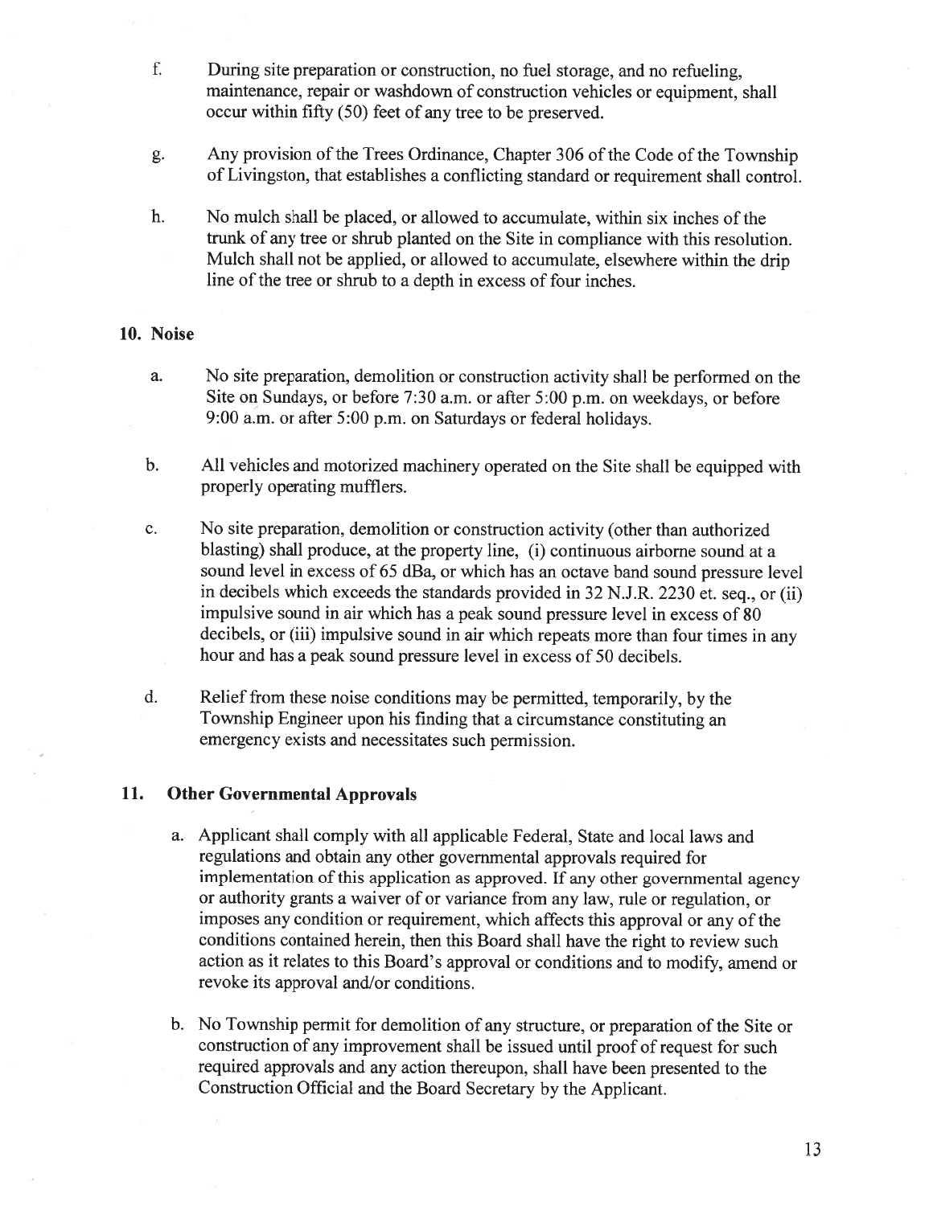f. During site preparation or construction, no fuel storage, and no refueling, maintenance, repair or washdown of construction vehicles or equipment, shall occur within fifty (50) feet of any tree to be preserved.

g. Any provision of the Trees Ordinance, Chapter 306 of the Code of the Township of Livingston, that establishes a conflicting standard or requirement shall control.

h. No mulch shall be placed, or allowed to accumulate, within six inches of the trunk of any tree or shrub planted on the Site in compliance with this resolution. Mulch shall not be applied, or allowed to accumulate, elsewhere within the drip line of the tree or shrub to a depth in excess of four inches.

**10. Noise**

a. No site preparation, demolition or construction activity shall be performed on the Site on Sundays, or before 7:30 a.m. or after 5:00 p.m. on weekdays, or before 9:00 a.m. or after 5:00 p.m. on Saturdays or federal holidays.

b. All vehicles and motorized machinery operated on the Site shall be equipped with properly operating mufflers.

c. No site preparation, demolition or construction activity (other than authorized blasting) shall produce, at the property line, (i) continuous airborne sound at a sound level in excess of 65 dBa, or which has an octave band sound pressure level in decibels which exceeds the standards provided in 32 N.J.R. 2230 et. seq., or (ii) impulsive sound in air which has a peak sound pressure level in excess of 80 decibels, or (iii) impulsive sound in air which repeats more than four times in any hour and has a peak sound pressure level in excess of 50 decibels.

d. Relief from these noise conditions may be permitted, temporarily, by the Township Engineer upon his finding that a circumstance constituting an emergency exists and necessitates such permission.

**11. Other Governmental Approvals**

a. Applicant shall comply with all applicable Federal, State and local laws and regulations and obtain any other governmental approvals required for implementation of this application as approved. If any other governmental agency or authority grants a waiver of or variance from any law, rule or regulation, or imposes any condition or requirement, which affects this approval or any of the conditions contained herein, then this Board shall have the right to review such action as it relates to this Board's approval or conditions and to modify, amend or revoke its approval and/or conditions.

b. No Township permit for demolition of any structure, or preparation of the Site or construction of any improvement shall be issued until proof of request for such required approvals and any action thereupon, shall have been presented to the Construction Official and the Board Secretary by the Applicant.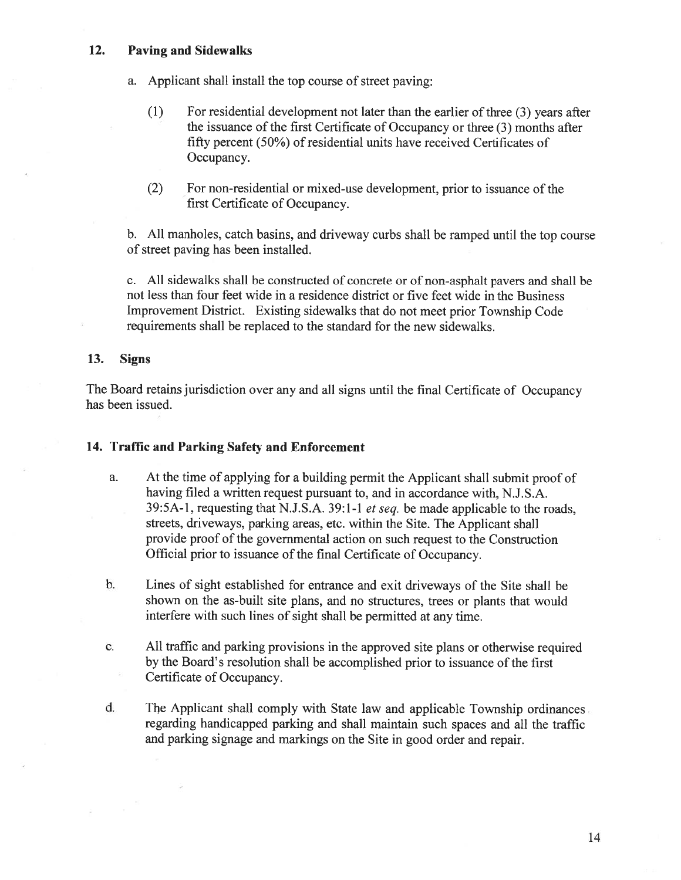## 12. Paving and Sidewalks

a. Applicant shall install the top course of street paving:

(1) For residential development not later than the earlier of three (3) years after the issuance of the first Certificate of Occupancy or three (3) months after fifty percent (50%) of residential units have received Certificates of Occupancy.

(2) For non-residential or mixed-use development, prior to issuance of the first Certificate of Occupancy.

b. All manholes, catch basins, and driveway curbs shall be ramped until the top course of street paving has been installed.

c. All sidewalks shall be constructed of concrete or of non-asphalt pavers and shall be not less than four feet wide in a residence district or five feet wide in the Business Improvement District. Existing sidewalks that do not meet prior Township Code requirements shall be replaced to the standard for the new sidewalks.

## 13. Signs

The Board retains jurisdiction over any and all signs until the final Certificate of Occupancy has been issued.

## 14. Traffic and Parking Safety and Enforcement

a. At the time of applying for a building permit the Applicant shall submit proof of having filed a written request pursuant to, and in accordance with, N.J.S.A. 39:5A-1, requesting that N.J.S.A. 39:1-1 *et seq.* be made applicable to the roads, streets, driveways, parking areas, etc. within the Site. The Applicant shall provide proof of the governmental action on such request to the Construction Official prior to issuance of the final Certificate of Occupancy.

b. Lines of sight established for entrance and exit driveways of the Site shall be shown on the as-built site plans, and no structures, trees or plants that would interfere with such lines of sight shall be permitted at any time.

c. All traffic and parking provisions in the approved site plans or otherwise required by the Board's resolution shall be accomplished prior to issuance of the first Certificate of Occupancy.

d. The Applicant shall comply with State law and applicable Township ordinances regarding handicapped parking and shall maintain such spaces and all the traffic and parking signage and markings on the Site in good order and repair.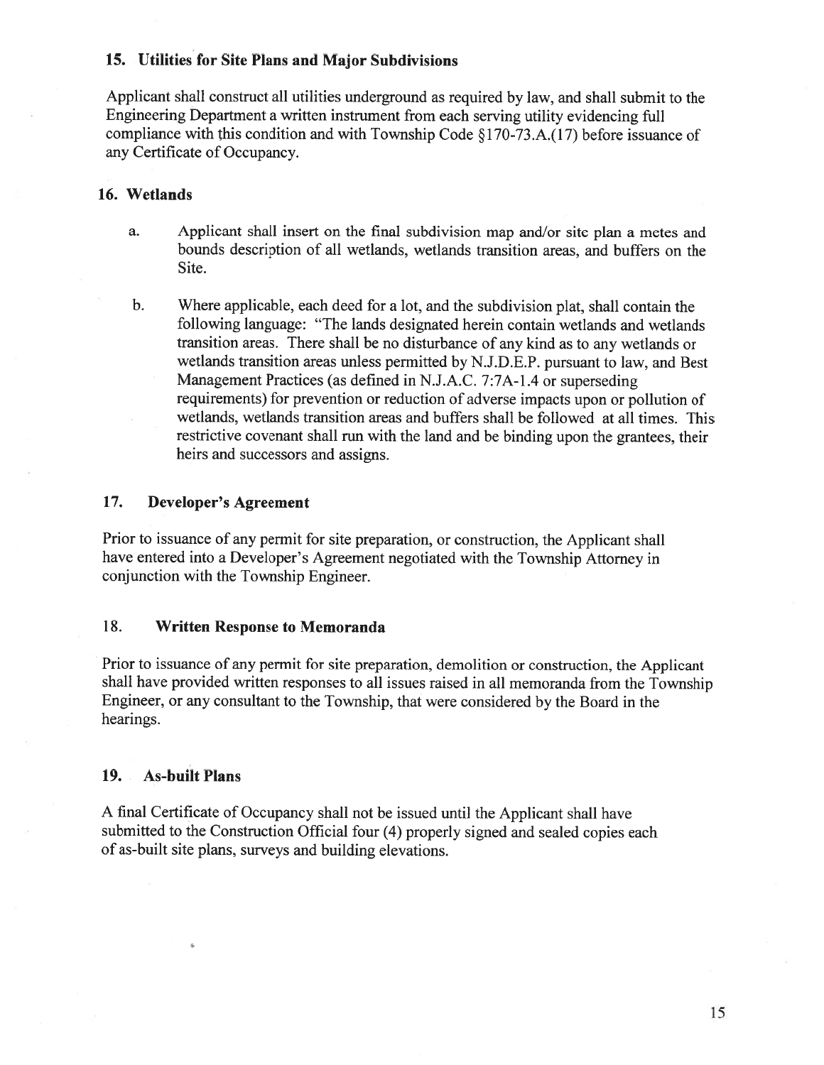### 15. Utilities for Site Plans and Major Subdivisions

Applicant shall construct all utilities underground as required by law, and shall submit to the Engineering Department a written instrument from each serving utility evidencing full compliance with this condition and with Township Code §170-73.A.(17) before issuance of any Certificate of Occupancy.

### 16. Wetlands

a. Applicant shall insert on the final subdivision map and/or site plan a metes and bounds description of all wetlands, wetlands transition areas, and buffers on the Site.

b. Where applicable, each deed for a lot, and the subdivision plat, shall contain the following language: "The lands designated herein contain wetlands and wetlands transition areas. There shall be no disturbance of any kind as to any wetlands or wetlands transition areas unless permitted by N.J.D.E.P. pursuant to law, and Best Management Practices (as defined in N.J.A.C. 7:7A-1.4 or superseding requirements) for prevention or reduction of adverse impacts upon or pollution of wetlands, wetlands transition areas and buffers shall be followed at all times. This restrictive covenant shall run with the land and be binding upon the grantees, their heirs and successors and assigns.

### 17. Developer's Agreement

Prior to issuance of any permit for site preparation, or construction, the Applicant shall have entered into a Developer's Agreement negotiated with the Township Attorney in conjunction with the Township Engineer.

### 18. Written Response to Memoranda

Prior to issuance of any permit for site preparation, demolition or construction, the Applicant shall have provided written responses to all issues raised in all memoranda from the Township Engineer, or any consultant to the Township, that were considered by the Board in the hearings.

### 19. As-built Plans

A final Certificate of Occupancy shall not be issued until the Applicant shall have submitted to the Construction Official four (4) properly signed and sealed copies each of as-built site plans, surveys and building elevations.